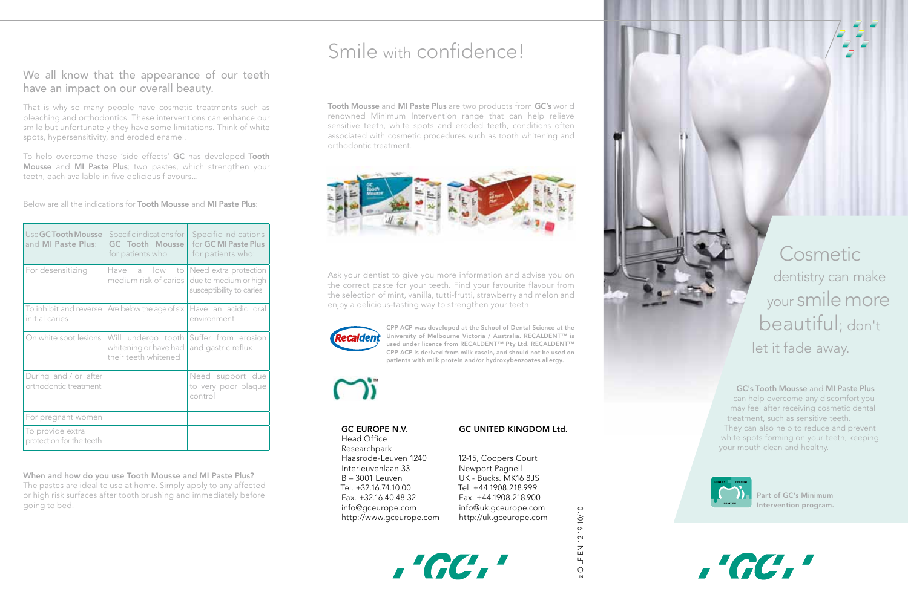## We all know that the appearance of our teeth have an impact on our overall beauty.

That is why so many people have cosmetic treatments such as bleaching and orthodontics. These interventions can enhance our smile but unfortunately they have some limitations. Think of white spots, hypersensitivity, and eroded enamel.

To help overcome these 'side effects' **GC** has developed **Tooth Mousse** and **MI Paste Plus**; two pastes, which strengthen your teeth, each available in five delicious flavours...

Below are all the indications for **Tooth Mousse** and **MI Paste Plus**:

| Use **GC Tooth Mousse** and **MI Paste Plus**: | Specific indications for **GC Tooth Mousse** for patients who: | Specific indications for **GC MI Paste Plus** for patients who: |
|---|---|---|
| For desensitizing | Have a low to medium risk of caries | Need extra protection due to medium or high susceptibility to caries |
| To inhibit and reverse initial caries | Are below the age of six | Have an acidic oral environment |
| On white spot lesions | Will undergo tooth whitening or have had their teeth whitened | Suffer from erosion and gastric reflux |
| During and / or after orthodontic treatment | | Need support due to very poor plaque control |
| For pregnant women | | |
| To provide extra protection for the teeth | | |

**When and how do you use Tooth Mousse and MI Paste Plus?**
The pastes are ideal to use at home. Simply apply to any affected or high risk surfaces after tooth brushing and immediately before going to bed.

# Smile with confidence!

**Tooth Mousse** and **MI Paste Plus** are two products from **GC's** world renowned Minimum Intervention range that can help relieve sensitive teeth, white spots and eroded teeth, conditions often associated with cosmetic procedures such as tooth whitening and orthodontic treatment.

Ask your dentist to give you more information and advise you on the correct paste for your teeth. Find your favourite flavour from the selection of mint, vanilla, tutti-frutti, strawberry and melon and enjoy a delicious-tasting way to strengthen your teeth.

**CPP-ACP was developed at the School of Dental Science at the University of Melbourne Victoria / Australia. RECALDENT™ is used under licence from RECALDENT™ Pty Ltd. RECALDENT™ CPP-ACP is derived from milk casein, and should not be used on patients with milk protein and/or hydroxybenzoates allergy.**

**GC EUROPE N.V.**
Head Office
Researchpark
Haasrode-Leuven 1240
Interleuvenlaan 33
B – 3001 Leuven
Tel. +32.16.74.10.00
Fax. +32.16.40.48.32
info@gceurope.com
http://www.gceurope.com

**GC UNITED KINGDOM Ltd.**
12-15, Coopers Court
Newport Pagnell
UK - Bucks. MK16 8JS
Tel. +44.1908.218.999
Fax. +44.1908.218.900
info@uk.gceurope.com
http://uk.gceurope.com

z O LF EN 12 19 10/10

## Cosmetic dentistry can make your smile more beautiful; don't let it fade away.

**GC's Tooth Mousse** and **MI Paste Plus** can help overcome any discomfort you may feel after receiving cosmetic dental treatment, such as sensitive teeth. They can also help to reduce and prevent white spots forming on your teeth, keeping your mouth clean and healthy.

**Part of GC's Minimum Intervention program.**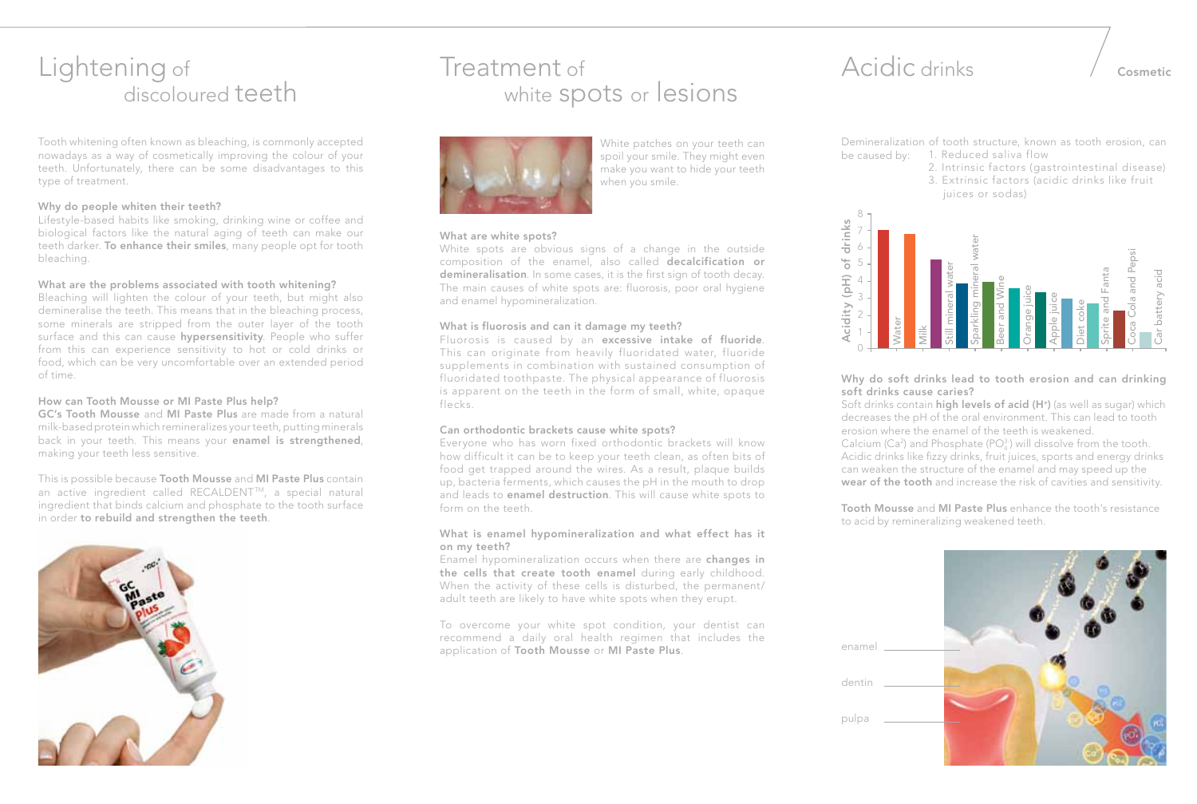Cosmetic

# Lightening of discoloured teeth

Tooth whitening often known as bleaching, is commonly accepted nowadays as a way of cosmetically improving the colour of your teeth. Unfortunately, there can be some disadvantages to this type of treatment.

### Why do people whiten their teeth?

Lifestyle-based habits like smoking, drinking wine or coffee and biological factors like the natural aging of teeth can make our teeth darker. **To enhance their smiles**, many people opt for tooth bleaching.

### What are the problems associated with tooth whitening?

Bleaching will lighten the colour of your teeth, but might also demineralise the teeth. This means that in the bleaching process, some minerals are stripped from the outer layer of the tooth surface and this can cause **hypersensitivity**. People who suffer from this can experience sensitivity to hot or cold drinks or food, which can be very uncomfortable over an extended period of time.

### How can Tooth Mousse or MI Paste Plus help?

**GC's Tooth Mousse** and **MI Paste Plus** are made from a natural milk-based protein which remineralizes your teeth, putting minerals back in your teeth. This means your **enamel is strengthened**, making your teeth less sensitive.

This is possible because **Tooth Mousse** and **MI Paste Plus** contain an active ingredient called RECALDENT™, a special natural ingredient that binds calcium and phosphate to the tooth surface in order **to rebuild and strengthen the teeth**.

# Treatment of white spots or lesions

White patches on your teeth can spoil your smile. They might even make you want to hide your teeth when you smile.

### What are white spots?

White spots are obvious signs of a change in the outside composition of the enamel, also called **decalcification or demineralisation**. In some cases, it is the first sign of tooth decay. The main causes of white spots are: fluorosis, poor oral hygiene and enamel hypomineralization.

### What is fluorosis and can it damage my teeth?

Fluorosis is caused by an **excessive intake of fluoride**. This can originate from heavily fluoridated water, fluoride supplements in combination with sustained consumption of fluoridated toothpaste. The physical appearance of fluorosis is apparent on the teeth in the form of small, white, opaque flecks.

### Can orthodontic brackets cause white spots?

Everyone who has worn fixed orthodontic brackets will know how difficult it can be to keep your teeth clean, as often bits of food get trapped around the wires. As a result, plaque builds up, bacteria ferments, which causes the pH in the mouth to drop and leads to **enamel destruction**. This will cause white spots to form on the teeth.

### What is enamel hypomineralization and what effect has it on my teeth?

Enamel hypomineralization occurs when there are **changes in the cells that create tooth enamel** during early childhood. When the activity of these cells is disturbed, the permanent/ adult teeth are likely to have white spots when they erupt.

To overcome your white spot condition, your dentist can recommend a daily oral health regimen that includes the application of **Tooth Mousse** or **MI Paste Plus**.

# Acidic drinks

Demineralization of tooth structure, known as tooth erosion, can be caused by:

1. Reduced saliva flow
2. Intrinsic factors (gastrointestinal disease)
3. Extrinsic factors (acidic drinks like fruit juices or sodas)

Acidity (pH) of drinks

0 1 2 3 4 5 6 7 8

Water
Milk
Still mineral water
Sparkling mineral water
Beer and Wine
Orange juice
Apple juice
Diet coke
Sprite and Fanta
Coca Cola and Pepsi
Car battery acid

### Why do soft drinks lead to tooth erosion and can drinking soft drinks cause caries?

Soft drinks contain **high levels of acid ($H^+$)** (as well as sugar) which decreases the pH of the oral environment. This can lead to tooth erosion where the enamel of the teeth is weakened. Calcium ($Ca^2$) and Phosphate ($PO_4^{3-}$) will dissolve from the tooth. Acidic drinks like fizzy drinks, fruit juices, sports and energy drinks can weaken the structure of the enamel and may speed up the **wear of the tooth** and increase the risk of cavities and sensitivity.

**Tooth Mousse** and **MI Paste Plus** enhance the tooth's resistance to acid by remineralizing weakened teeth.

enamel

dentin

pulpa